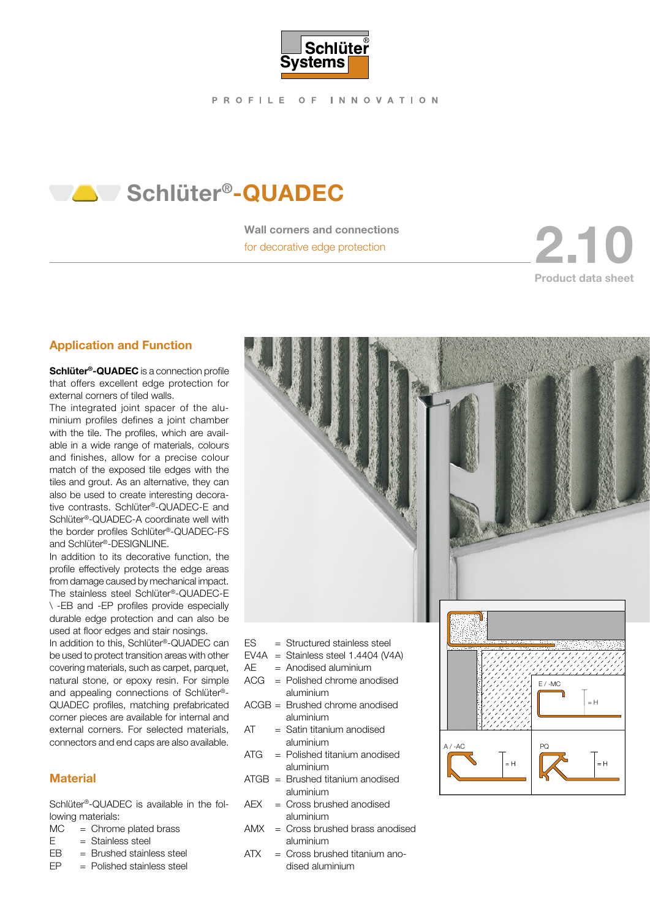Schlüter Systems

PROFILE OF INNOVATION

# Schlüter®-QUADEC

**Wall corners and connections**
for decorative edge protection

**2.10**
Product data sheet

## Application and Function

**Schlüter®-QUADEC** is a connection profile that offers excellent edge protection for external corners of tiled walls.
The integrated joint spacer of the aluminium profiles defines a joint chamber with the tile. The profiles, which are available in a wide range of materials, colours and finishes, allow for a precise colour match of the exposed tile edges with the tiles and grout. As an alternative, they can also be used to create interesting decorative contrasts. Schlüter®-QUADEC-E and Schlüter®-QUADEC-A coordinate well with the border profiles Schlüter®-QUADEC-FS and Schlüter®-DESIGNLINE.
In addition to its decorative function, the profile effectively protects the edge areas from damage caused by mechanical impact. The stainless steel Schlüter®-QUADEC-E \ -EB and -EP profiles provide especially durable edge protection and can also be used at floor edges and stair nosings.
In addition to this, Schlüter®-QUADEC can be used to protect transition areas with other covering materials, such as carpet, parquet, natural stone, or epoxy resin. For simple and appealing connections of Schlüter®-QUADEC profiles, matching prefabricated corner pieces are available for internal and external corners. For selected materials, connectors and end caps are also available.

## Material

Schlüter®-QUADEC is available in the following materials:

MC = Chrome plated brass
E = Stainless steel
EB = Brushed stainless steel
EP = Polished stainless steel
ES = Structured stainless steel
EV4A = Stainless steel 1.4404 (V4A)
AE = Anodised aluminium
ACG = Polished chrome anodised aluminium
ACGB = Brushed chrome anodised aluminium
AT = Satin titanium anodised aluminium
ATG = Polished titanium anodised aluminium
ATGB = Brushed titanium anodised aluminium
AEX = Cross brushed anodised aluminium
AMX = Cross brushed brass anodised aluminium
ATX = Cross brushed titanium anodised aluminium

E / -MC
= H
A / -AC
= H
PQ
= H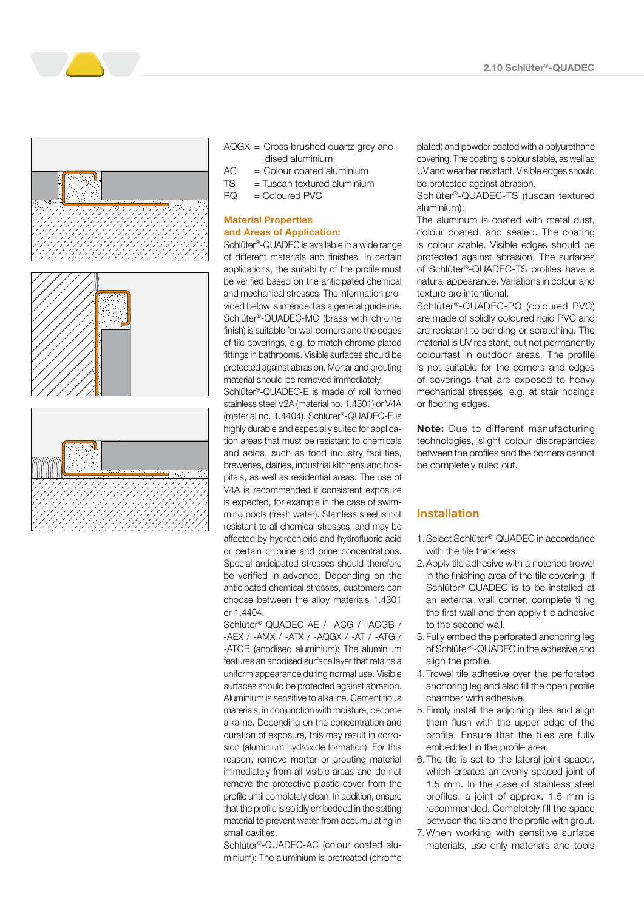AQGX = Cross brushed quartz grey anodised aluminium
AC = Colour coated aluminium
TS = Tuscan textured aluminium
PQ = Coloured PVC

## Material Properties and Areas of Application:

Schlüter®-QUADEC is available in a wide range of different materials and finishes. In certain applications, the suitability of the profile must be verified based on the anticipated chemical and mechanical stresses. The information provided below is intended as a general guideline.

Schlüter®-QUADEC-MC (brass with chrome finish) is suitable for wall corners and the edges of tile coverings, e.g. to match chrome plated fittings in bathrooms. Visible surfaces should be protected against abrasion. Mortar and grouting material should be removed immediately.

Schlüter®-QUADEC-E is made of roll formed stainless steel V2A (material no. 1.4301) or V4A (material no. 1.4404). Schlüter®-QUADEC-E is highly durable and especially suited for application areas that must be resistant to chemicals and acids, such as food industry facilities, breweries, dairies, industrial kitchens and hospitals, as well as residential areas. The use of V4A is recommended if consistent exposure is expected, for example in the case of swimming pools (fresh water). Stainless steel is not resistant to all chemical stresses, and may be affected by hydrochloric and hydrofluoric acid or certain chlorine and brine concentrations. Special anticipated stresses should therefore be verified in advance. Depending on the anticipated chemical stresses, customers can choose between the alloy materials 1.4301 or 1.4404.

Schlüter®-QUADEC-AE / -ACG / -ACGB / -AEX / -AMX / -ATX / -AQGX / -AT / -ATG / -ATGB (anodised aluminium): The aluminium features an anodised surface layer that retains a uniform appearance during normal use. Visible surfaces should be protected against abrasion. Aluminium is sensitive to alkaline. Cementitious materials, in conjunction with moisture, become alkaline. Depending on the concentration and duration of exposure, this may result in corrosion (aluminium hydroxide formation). For this reason, remove mortar or grouting material immediately from all visible areas and do not remove the protective plastic cover from the profile until completely clean. In addition, ensure that the profile is solidly embedded in the setting material to prevent water from accumulating in small cavities.

Schlüter®-QUADEC-AC (colour coated aluminium): The aluminium is pretreated (chrome plated) and powder coated with a polyurethane covering. The coating is colour stable, as well as UV and weather resistant. Visible edges should be protected against abrasion.

Schlüter®-QUADEC-TS (tuscan textured aluminium):
The aluminum is coated with metal dust, colour coated, and sealed. The coating is colour stable. Visible edges should be protected against abrasion. The surfaces of Schlüter®-QUADEC-TS profiles have a natural appearance. Variations in colour and texture are intentional.

Schlüter®-QUADEC-PQ (coloured PVC) are made of solidly coloured rigid PVC and are resistant to bending or scratching. The material is UV resistant, but not permanently colourfast in outdoor areas. The profile is not suitable for the corners and edges of coverings that are exposed to heavy mechanical stresses, e.g. at stair nosings or flooring edges.

**Note:** Due to different manufacturing technologies, slight colour discrepancies between the profiles and the corners cannot be completely ruled out.

## Installation

1. Select Schlüter®-QUADEC in accordance with the tile thickness.
2. Apply tile adhesive with a notched trowel in the finishing area of the tile covering. If Schlüter®-QUADEC is to be installed at an external wall corner, complete tiling the first wall and then apply tile adhesive to the second wall.
3. Fully embed the perforated anchoring leg of Schlüter®-QUADEC in the adhesive and align the profile.
4. Trowel tile adhesive over the perforated anchoring leg and also fill the open profile chamber with adhesive.
5. Firmly install the adjoining tiles and align them flush with the upper edge of the profile. Ensure that the tiles are fully embedded in the profile area.
6. The tile is set to the lateral joint spacer, which creates an evenly spaced joint of 1.5 mm. In the case of stainless steel profiles, a joint of approx. 1.5 mm is recommended. Completely fill the space between the tile and the profile with grout.
7. When working with sensitive surface materials, use only materials and tools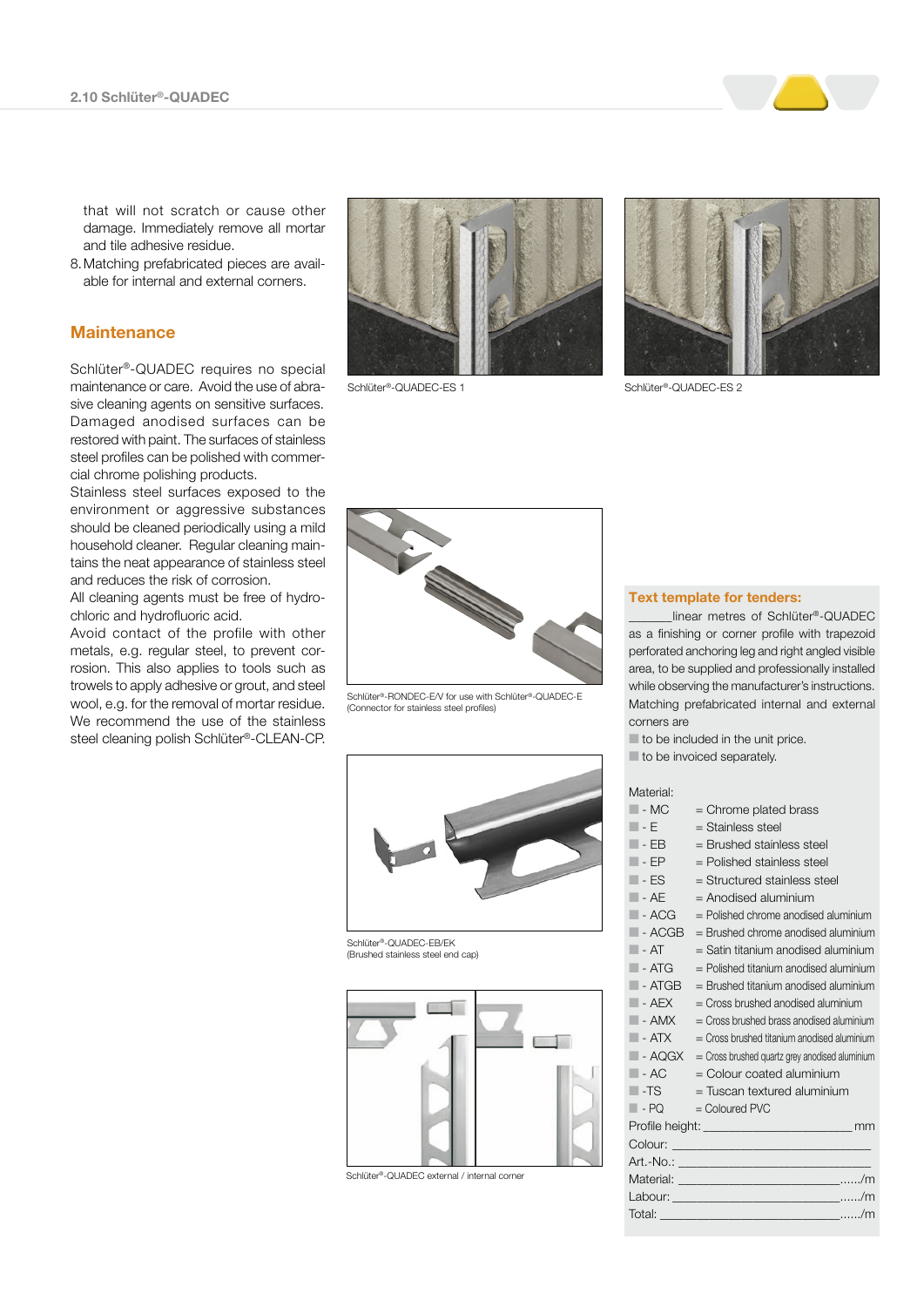that will not scratch or cause other damage. Immediately remove all mortar and tile adhesive residue.

8. Matching prefabricated pieces are available for internal and external corners.

## Maintenance

Schlüter®-QUADEC requires no special maintenance or care. Avoid the use of abrasive cleaning agents on sensitive surfaces. Damaged anodised surfaces can be restored with paint. The surfaces of stainless steel profiles can be polished with commercial chrome polishing products.
Stainless steel surfaces exposed to the environment or aggressive substances should be cleaned periodically using a mild household cleaner. Regular cleaning maintains the neat appearance of stainless steel and reduces the risk of corrosion.
All cleaning agents must be free of hydrochloric and hydrofluoric acid.
Avoid contact of the profile with other metals, e.g. regular steel, to prevent corrosion. This also applies to tools such as trowels to apply adhesive or grout, and steel wool, e.g. for the removal of mortar residue.
We recommend the use of the stainless steel cleaning polish Schlüter®-CLEAN-CP.

Schlüter®-QUADEC-ES 1

Schlüter®-QUADEC-ES 2

Schlüter®-RONDEC-E/V for use with Schlüter®-QUADEC-E
(Connector for stainless steel profiles)

Schlüter®-QUADEC-EB/EK
(Brushed stainless steel end cap)

Schlüter®-QUADEC external / internal corner

### Text template for tenders:

_______linear metres of Schlüter®-QUADEC as a finishing or corner profile with trapezoid perforated anchoring leg and right angled visible area, to be supplied and professionally installed while observing the manufacturer's instructions. Matching prefabricated internal and external corners are

- to be included in the unit price.
- to be invoiced separately.

Material:

- - MC = Chrome plated brass
- - E = Stainless steel
- - EB = Brushed stainless steel
- - EP = Polished stainless steel
- - ES = Structured stainless steel
- - AE = Anodised aluminium
- - ACG = Polished chrome anodised aluminium
- - ACGB = Brushed chrome anodised aluminium
- - AT = Satin titanium anodised aluminium
- - ATG = Polished titanium anodised aluminium
- - ATGB = Brushed titanium anodised aluminium
- - AEX = Cross brushed anodised aluminium
- - AMX = Cross brushed brass anodised aluminium
- - ATX = Cross brushed titanium anodised aluminium
- - AQGX = Cross brushed quartz grey anodised aluminium
- - AC = Colour coated aluminium
- -TS = Tuscan textured aluminium
- - PQ = Coloured PVC

Profile height: _______________________ mm
Colour: _______________________________
Art.-No.: ______________________________
Material: ________________________......../m
Labour: _________________________......../m
Total: __________________________......../m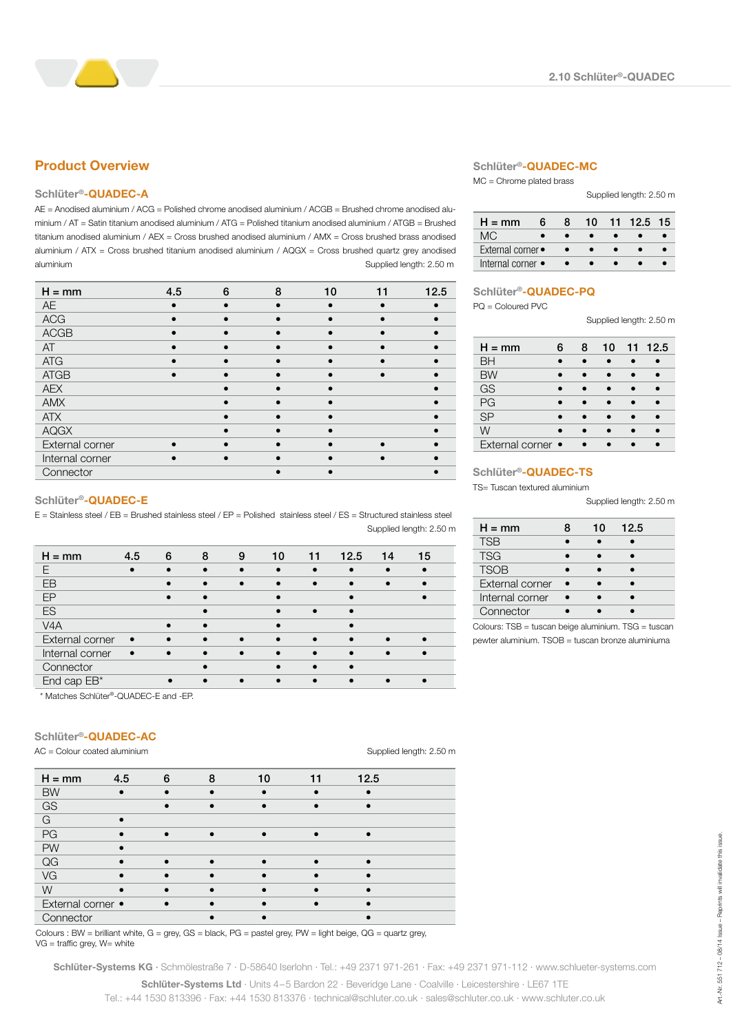## Product Overview

### Schlüter®-QUADEC-A

AE = Anodised aluminium / ACG = Polished chrome anodised aluminium / ACGB = Brushed chrome anodised aluminium / AT = Satin titanium anodised aluminium / ATG = Polished titanium anodised aluminium / ATGB = Brushed titanium anodised aluminium / AEX = Cross brushed anodised aluminium / AMX = Cross brushed brass anodised aluminium / ATX = Cross brushed titanium anodised aluminium / AQGX = Cross brushed quartz grey anodised aluminium

Supplied length: 2.50 m

| H = mm | 4.5 | 6 | 8 | 10 | 11 | 12.5 |
|---|---|---|---|---|---|---|
| AE | • | • | • | • | • | • |
| ACG | • | • | • | • | • | • |
| ACGB | • | • | • | • | • | • |
| AT | • | • | • | • | • | • |
| ATG | • | • | • | • | • | • |
| ATGB | • | • | • | • | • | • |
| AEX | | • | • | • | | • |
| AMX | | • | • | • | | • |
| ATX | | • | • | • | | • |
| AQGX | | • | • | • | | • |
| External corner | • | • | • | • | • | • |
| Internal corner | • | • | • | • | • | • |
| Connector | | | • | • | | • |

### Schlüter®-QUADEC-E

E = Stainless steel / EB = Brushed stainless steel / EP = Polished stainless steel / ES = Structured stainless steel

Supplied length: 2.50 m

| H = mm | 4.5 | 6 | 8 | 9 | 10 | 11 | 12.5 | 14 | 15 |
|---|---|---|---|---|---|---|---|---|---|
| E | • | • | • | • | • | • | • | • | • |
| EB | | • | • | • | • | • | • | • | • |
| EP | | • | • | | • | | • | | • |
| ES | | | • | | • | • | • | | |
| V4A | | • | • | | • | | • | | |
| External corner | • | • | • | • | • | • | • | • | • |
| Internal corner | • | • | • | • | • | • | • | • | • |
| Connector | | | • | | • | • | • | | |
| End cap EB* | | • | • | • | • | • | • | • | • |

\* Matches Schlüter®-QUADEC-E and -EP.

### Schlüter®-QUADEC-AC

AC = Colour coated aluminium

Supplied length: 2.50 m

| H = mm | 4.5 | 6 | 8 | 10 | 11 | 12.5 |
|---|---|---|---|---|---|---|
| BW | • | • | • | • | • | • |
| GS | | • | • | • | • | • |
| G | • | | | | | |
| PG | • | • | • | • | • | • |
| PW | • | | | | | |
| QG | • | • | • | • | • | • |
| VG | • | • | • | • | • | • |
| W | • | • | • | • | • | • |
| External corner | • | • | • | • | • | • |
| Connector | | | • | • | | • |

Colours : BW = brilliant white, G = grey, GS = black, PG = pastel grey, PW = light beige, QG = quartz grey, VG = traffic grey, W= white

### Schlüter®-QUADEC-MC

MC = Chrome plated brass

Supplied length: 2.50 m

| H = mm | 6 | 8 | 10 | 11 | 12.5 | 15 |
|---|---|---|---|---|---|---|
| MC | • | • | • | • | • | • |
| External corner | • | • | • | • | • | • |
| Internal corner | • | • | • | • | • | • |

### Schlüter®-QUADEC-PQ

PQ = Coloured PVC

Supplied length: 2.50 m

| H = mm | 6 | 8 | 10 | 11 | 12.5 |
|---|---|---|---|---|---|
| BH | • | • | • | • | • |
| BW | • | • | • | • | • |
| GS | • | • | • | • | • |
| PG | • | • | • | • | • |
| SP | • | • | • | • | • |
| W | • | • | • | • | • |
| External corner | • | • | • | • | • |

### Schlüter®-QUADEC-TS

TS= Tuscan textured aluminium

Supplied length: 2.50 m

| H = mm | 8 | 10 | 12.5 |
|---|---|---|---|
| TSB | • | • | • |
| TSG | • | • | • |
| TSOB | • | • | • |
| External corner | • | • | • |
| Internal corner | • | • | • |
| Connector | • | • | • |

Colours: TSB = tuscan beige aluminium. TSG = tuscan pewter aluminium. TSOB = tuscan bronze aluminiuma